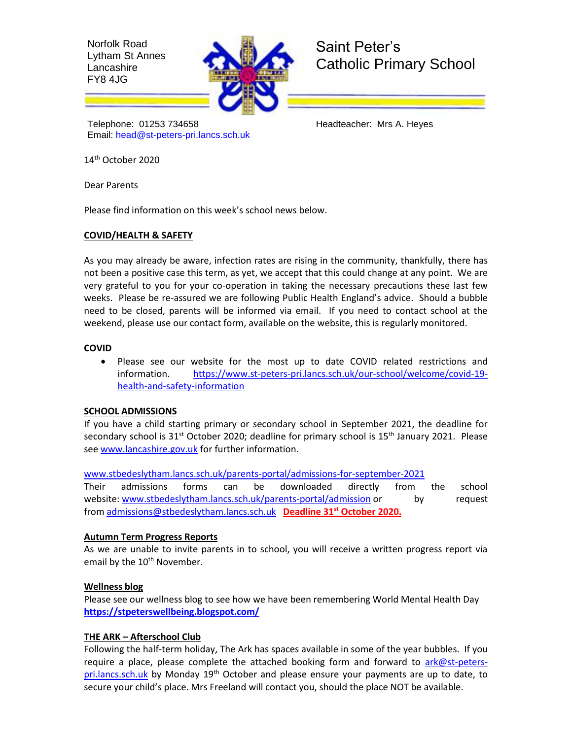Norfolk Road
Lytham St Annes
Lancashire
FY8 4JG

# Saint Peter's Catholic Primary School

Telephone: 01253 734658
Email: head@st-peters-pri.lancs.sch.uk

Headteacher: Mrs A. Heyes

14th October 2020

Dear Parents

Please find information on this week's school news below.

**COVID/HEALTH & SAFETY**

As you may already be aware, infection rates are rising in the community, thankfully, there has not been a positive case this term, as yet, we accept that this could change at any point. We are very grateful to you for your co-operation in taking the necessary precautions these last few weeks. Please be re-assured we are following Public Health England's advice. Should a bubble need to be closed, parents will be informed via email. If you need to contact school at the weekend, please use our contact form, available on the website, this is regularly monitored.

**COVID**

- Please see our website for the most up to date COVID related restrictions and information. https://www.st-peters-pri.lancs.sch.uk/our-school/welcome/covid-19-health-and-safety-information

**SCHOOL ADMISSIONS**

If you have a child starting primary or secondary school in September 2021, the deadline for secondary school is 31st October 2020; deadline for primary school is 15th January 2021. Please see www.lancashire.gov.uk for further information.

www.stbedeslytham.lancs.sch.uk/parents-portal/admissions-for-september-2021
Their admissions forms can be downloaded directly from the school website: www.stbedeslytham.lancs.sch.uk/parents-portal/admission or by request from admissions@stbedeslytham.lancs.sch.uk **Deadline 31st October 2020.**

**Autumn Term Progress Reports**

As we are unable to invite parents in to school, you will receive a written progress report via email by the 10th November.

**Wellness blog**

Please see our wellness blog to see how we have been remembering World Mental Health Day
**https://stpeterswellbeing.blogspot.com/**

**THE ARK – Afterschool Club**

Following the half-term holiday, The Ark has spaces available in some of the year bubbles. If you require a place, please complete the attached booking form and forward to ark@st-peters-pri.lancs.sch.uk by Monday 19th October and please ensure your payments are up to date, to secure your child's place. Mrs Freeland will contact you, should the place NOT be available.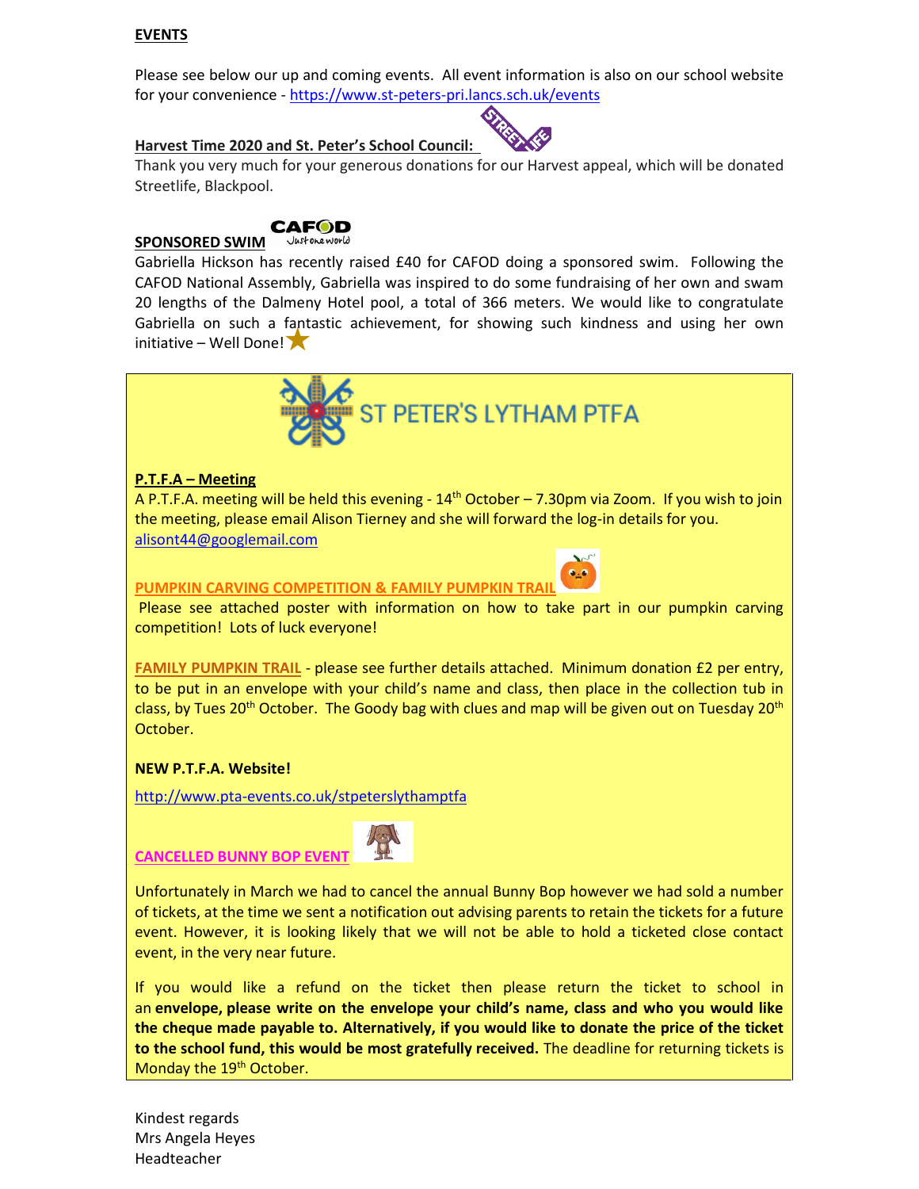## EVENTS

Please see below our up and coming events. All event information is also on our school website for your convenience - https://www.st-peters-pri.lancs.sch.uk/events

**Harvest Time 2020 and St. Peter's School Council:**

Thank you very much for your generous donations for our Harvest appeal, which will be donated Streetlife, Blackpool.

**SPONSORED SWIM**

Gabriella Hickson has recently raised £40 for CAFOD doing a sponsored swim. Following the CAFOD National Assembly, Gabriella was inspired to do some fundraising of her own and swam 20 lengths of the Dalmeny Hotel pool, a total of 366 meters. We would like to congratulate Gabriella on such a fantastic achievement, for showing such kindness and using her own initiative – Well Done!

## ST PETER'S LYTHAM PTFA

**P.T.F.A – Meeting**

A P.T.F.A. meeting will be held this evening - 14th October – 7.30pm via Zoom. If you wish to join the meeting, please email Alison Tierney and she will forward the log-in details for you.
alisont44@googlemail.com

**PUMPKIN CARVING COMPETITION & FAMILY PUMPKIN TRAIL**

Please see attached poster with information on how to take part in our pumpkin carving competition! Lots of luck everyone!

**FAMILY PUMPKIN TRAIL** - please see further details attached. Minimum donation £2 per entry, to be put in an envelope with your child's name and class, then place in the collection tub in class, by Tues 20th October. The Goody bag with clues and map will be given out on Tuesday 20th October.

**NEW P.T.F.A. Website!**

http://www.pta-events.co.uk/stpeterslythamptfa

**CANCELLED BUNNY BOP EVENT**

Unfortunately in March we had to cancel the annual Bunny Bop however we had sold a number of tickets, at the time we sent a notification out advising parents to retain the tickets for a future event. However, it is looking likely that we will not be able to hold a ticketed close contact event, in the very near future.

If you would like a refund on the ticket then please return the ticket to school in an **envelope, please write on the envelope your child's name, class and who you would like the cheque made payable to. Alternatively, if you would like to donate the price of the ticket to the school fund, this would be most gratefully received.** The deadline for returning tickets is Monday the 19th October.

Kindest regards
Mrs Angela Heyes
Headteacher